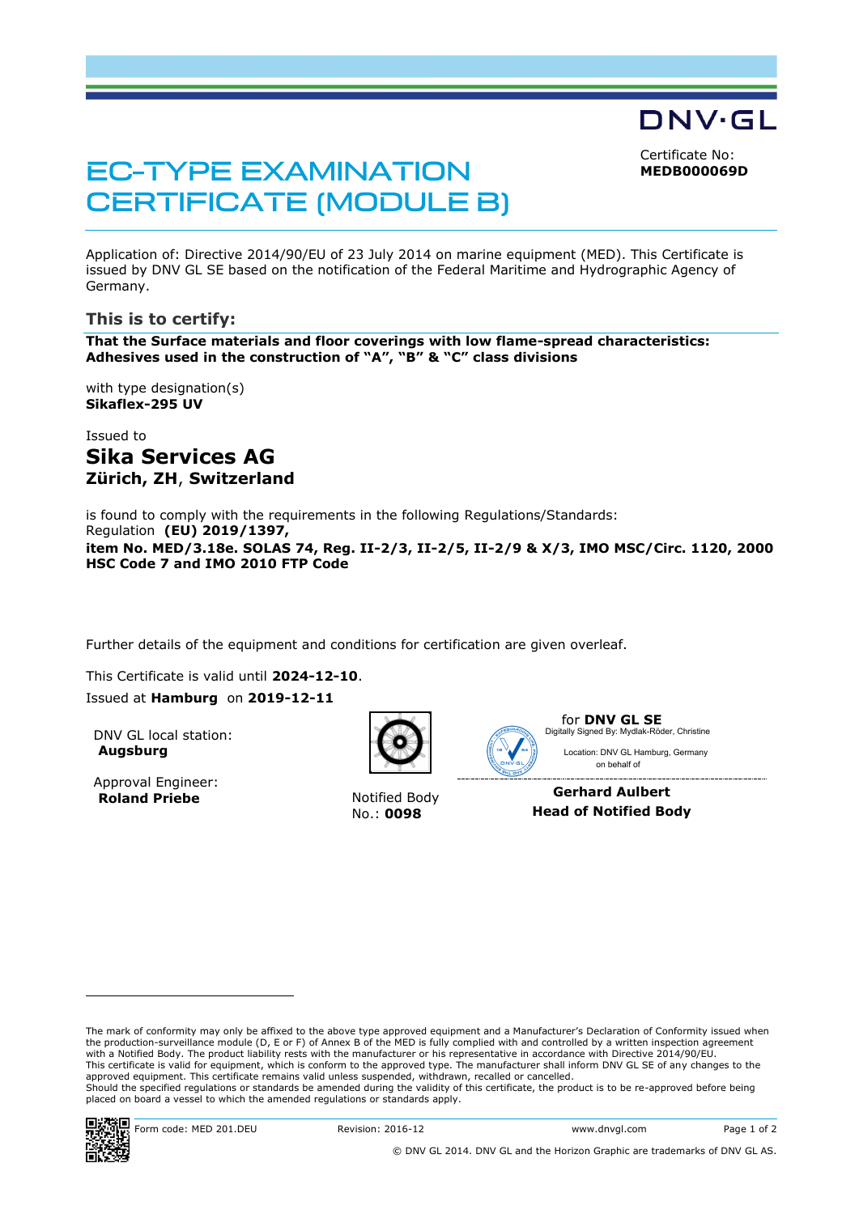DNV·GL

# EC-TYPE EXAMINATION CERTIFICATE (MODULE B)

Certificate No:
**MEDB000069D**

Application of: Directive 2014/90/EU of 23 July 2014 on marine equipment (MED). This Certificate is issued by DNV GL SE based on the notification of the Federal Maritime and Hydrographic Agency of Germany.

## This is to certify:

**That the Surface materials and floor coverings with low flame-spread characteristics: Adhesives used in the construction of "A", "B" & "C" class divisions**

with type designation(s)
**Sikaflex-295 UV**

Issued to
## Sika Services AG
**Zürich, ZH, Switzerland**

is found to comply with the requirements in the following Regulations/Standards:
Regulation **(EU) 2019/1397,**
**item No. MED/3.18e. SOLAS 74, Reg. II-2/3, II-2/5, II-2/9 & X/3, IMO MSC/Circ. 1120, 2000 HSC Code 7 and IMO 2010 FTP Code**

Further details of the equipment and conditions for certification are given overleaf.

This Certificate is valid until **2024-12-10**.
Issued at **Hamburg** on **2019-12-11**

DNV GL local station:
**Augsburg**

Approval Engineer:
**Roland Priebe**

Notified Body
No.: **0098**

for **DNV GL SE**
Digitally Signed By: Mydlak-Röder, Christine
Location: DNV GL Hamburg, Germany
on behalf of

**Gerhard Aulbert**
**Head of Notified Body**

The mark of conformity may only be affixed to the above type approved equipment and a Manufacturer's Declaration of Conformity issued when the production-surveillance module (D, E or F) of Annex B of the MED is fully complied with and controlled by a written inspection agreement with a Notified Body. The product liability rests with the manufacturer or his representative in accordance with Directive 2014/90/EU.
This certificate is valid for equipment, which is conform to the approved type. The manufacturer shall inform DNV GL SE of any changes to the approved equipment. This certificate remains valid unless suspended, withdrawn, recalled or cancelled.
Should the specified regulations or standards be amended during the validity of this certificate, the product is to be re-approved before being placed on board a vessel to which the amended regulations or standards apply.

Form code: MED 201.DEU Revision: 2016-12 www.dnvgl.com

© DNV GL 2014. DNV GL and the Horizon Graphic are trademarks of DNV GL AS.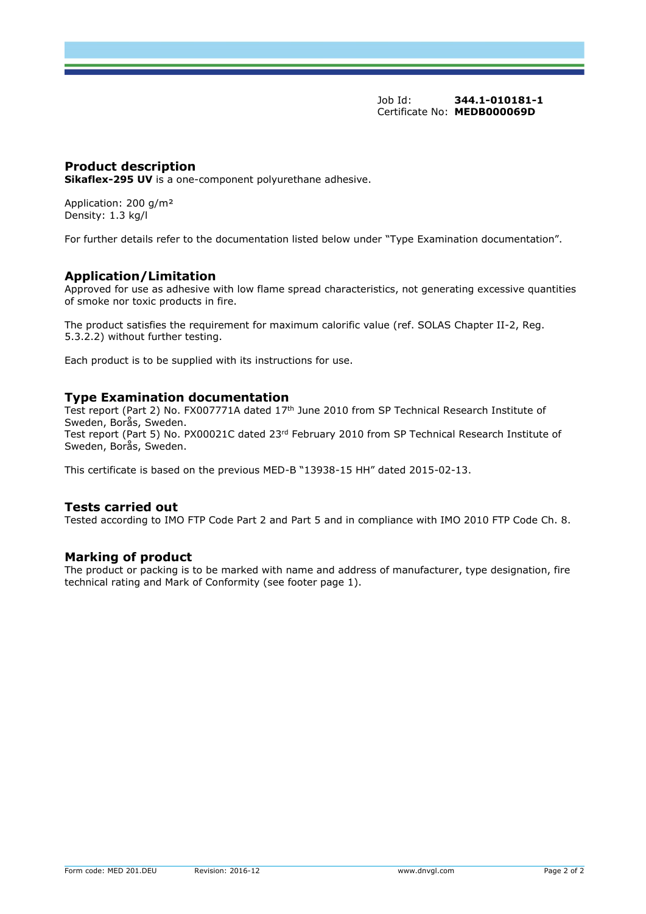Job Id: **344.1-010181-1**
Certificate No: **MEDB000069D**

## Product description

**Sikaflex-295 UV** is a one-component polyurethane adhesive.

Application: 200 g/m²
Density: 1.3 kg/l

For further details refer to the documentation listed below under "Type Examination documentation".

## Application/Limitation

Approved for use as adhesive with low flame spread characteristics, not generating excessive quantities of smoke nor toxic products in fire.

The product satisfies the requirement for maximum calorific value (ref. SOLAS Chapter II-2, Reg. 5.3.2.2) without further testing.

Each product is to be supplied with its instructions for use.

## Type Examination documentation

Test report (Part 2) No. FX007771A dated 17th June 2010 from SP Technical Research Institute of Sweden, Borås, Sweden.
Test report (Part 5) No. PX00021C dated 23rd February 2010 from SP Technical Research Institute of Sweden, Borås, Sweden.

This certificate is based on the previous MED-B "13938-15 HH" dated 2015-02-13.

## Tests carried out

Tested according to IMO FTP Code Part 2 and Part 5 and in compliance with IMO 2010 FTP Code Ch. 8.

## Marking of product

The product or packing is to be marked with name and address of manufacturer, type designation, fire technical rating and Mark of Conformity (see footer page 1).